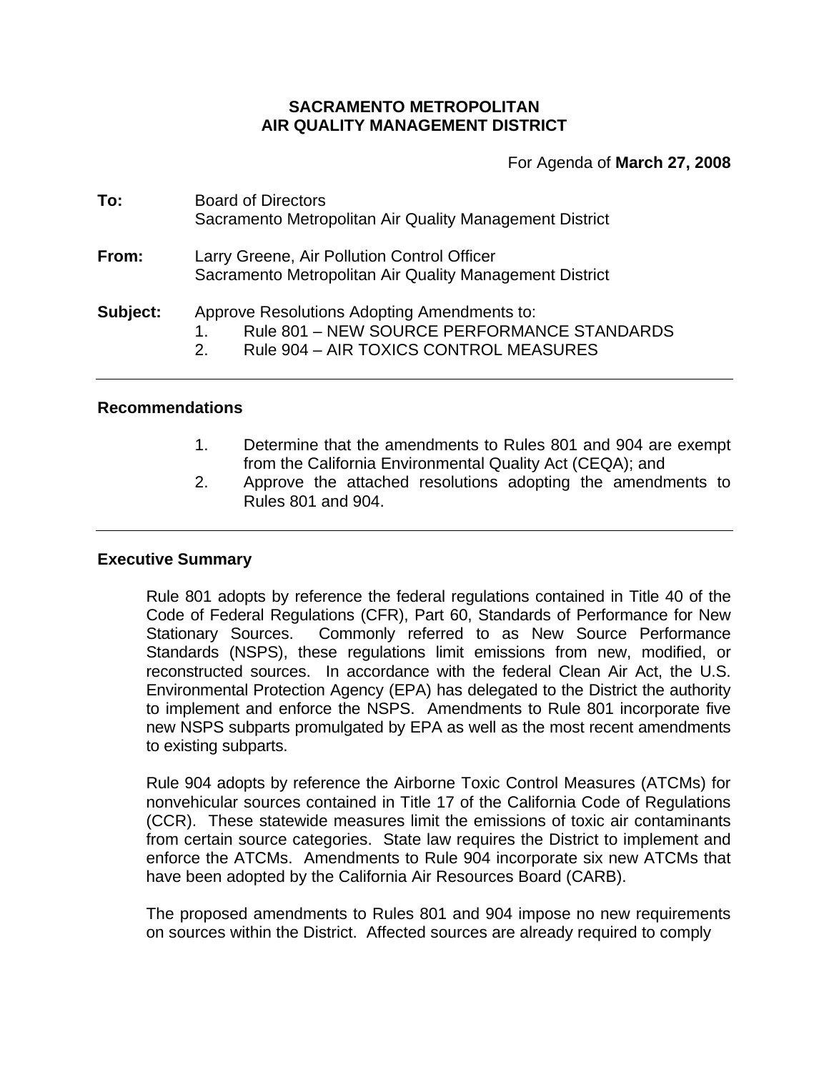**SACRAMENTO METROPOLITAN**
**AIR QUALITY MANAGEMENT DISTRICT**

For Agenda of **March 27, 2008**

**To:** Board of Directors
Sacramento Metropolitan Air Quality Management District

**From:** Larry Greene, Air Pollution Control Officer
Sacramento Metropolitan Air Quality Management District

**Subject:** Approve Resolutions Adopting Amendments to:
1. Rule 801 – NEW SOURCE PERFORMANCE STANDARDS
2. Rule 904 – AIR TOXICS CONTROL MEASURES

---

## Recommendations

1. Determine that the amendments to Rules 801 and 904 are exempt from the California Environmental Quality Act (CEQA); and
2. Approve the attached resolutions adopting the amendments to Rules 801 and 904.

---

## Executive Summary

Rule 801 adopts by reference the federal regulations contained in Title 40 of the Code of Federal Regulations (CFR), Part 60, Standards of Performance for New Stationary Sources. Commonly referred to as New Source Performance Standards (NSPS), these regulations limit emissions from new, modified, or reconstructed sources. In accordance with the federal Clean Air Act, the U.S. Environmental Protection Agency (EPA) has delegated to the District the authority to implement and enforce the NSPS. Amendments to Rule 801 incorporate five new NSPS subparts promulgated by EPA as well as the most recent amendments to existing subparts.

Rule 904 adopts by reference the Airborne Toxic Control Measures (ATCMs) for nonvehicular sources contained in Title 17 of the California Code of Regulations (CCR). These statewide measures limit the emissions of toxic air contaminants from certain source categories. State law requires the District to implement and enforce the ATCMs. Amendments to Rule 904 incorporate six new ATCMs that have been adopted by the California Air Resources Board (CARB).

The proposed amendments to Rules 801 and 904 impose no new requirements on sources within the District. Affected sources are already required to comply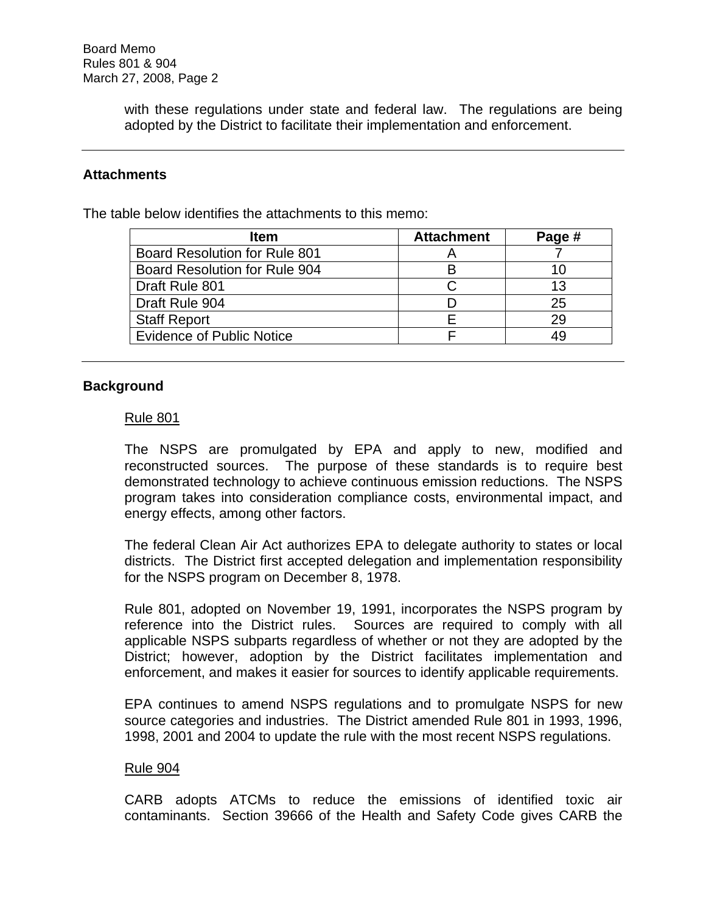with these regulations under state and federal law. The regulations are being adopted by the District to facilitate their implementation and enforcement.

---

## Attachments

The table below identifies the attachments to this memo:

| Item | Attachment | Page # |
|---|---|---|
| Board Resolution for Rule 801 | A | 7 |
| Board Resolution for Rule 904 | B | 10 |
| Draft Rule 801 | C | 13 |
| Draft Rule 904 | D | 25 |
| Staff Report | E | 29 |
| Evidence of Public Notice | F | 49 |

---

## Background

Rule 801

The NSPS are promulgated by EPA and apply to new, modified and reconstructed sources. The purpose of these standards is to require best demonstrated technology to achieve continuous emission reductions. The NSPS program takes into consideration compliance costs, environmental impact, and energy effects, among other factors.

The federal Clean Air Act authorizes EPA to delegate authority to states or local districts. The District first accepted delegation and implementation responsibility for the NSPS program on December 8, 1978.

Rule 801, adopted on November 19, 1991, incorporates the NSPS program by reference into the District rules. Sources are required to comply with all applicable NSPS subparts regardless of whether or not they are adopted by the District; however, adoption by the District facilitates implementation and enforcement, and makes it easier for sources to identify applicable requirements.

EPA continues to amend NSPS regulations and to promulgate NSPS for new source categories and industries. The District amended Rule 801 in 1993, 1996, 1998, 2001 and 2004 to update the rule with the most recent NSPS regulations.

Rule 904

CARB adopts ATCMs to reduce the emissions of identified toxic air contaminants. Section 39666 of the Health and Safety Code gives CARB the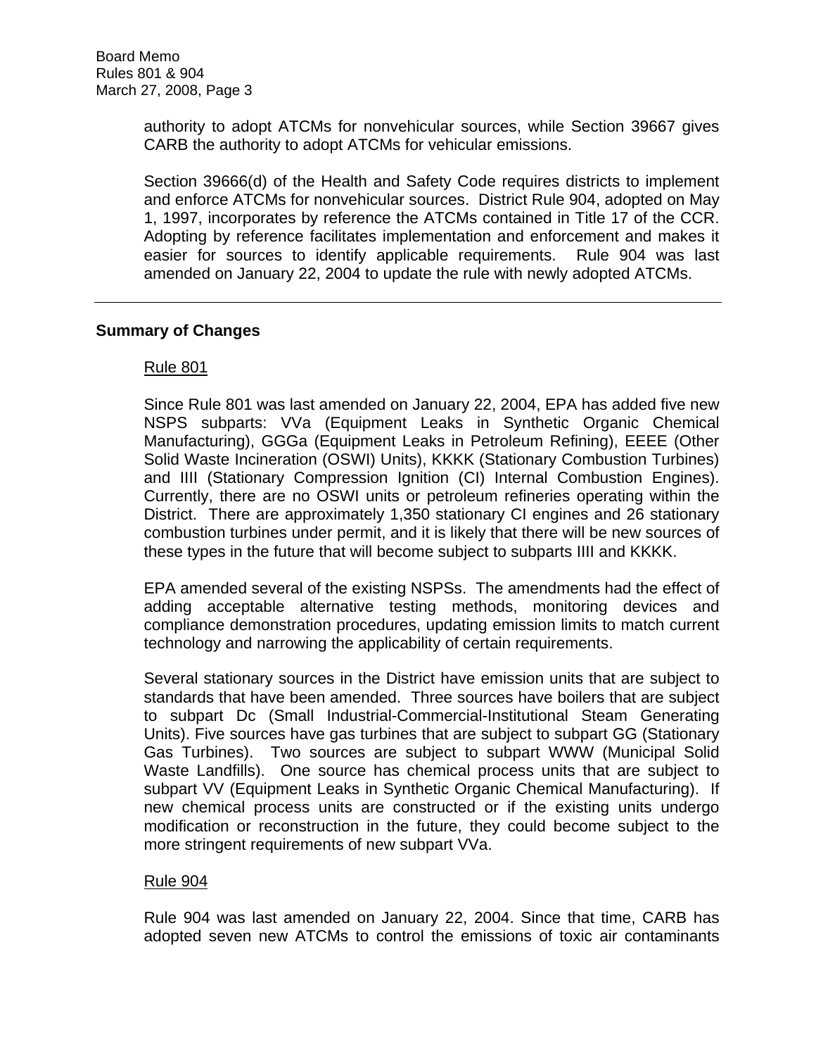authority to adopt ATCMs for nonvehicular sources, while Section 39667 gives CARB the authority to adopt ATCMs for vehicular emissions.

Section 39666(d) of the Health and Safety Code requires districts to implement and enforce ATCMs for nonvehicular sources. District Rule 904, adopted on May 1, 1997, incorporates by reference the ATCMs contained in Title 17 of the CCR. Adopting by reference facilitates implementation and enforcement and makes it easier for sources to identify applicable requirements. Rule 904 was last amended on January 22, 2004 to update the rule with newly adopted ATCMs.

---

## Summary of Changes

### Rule 801

Since Rule 801 was last amended on January 22, 2004, EPA has added five new NSPS subparts: VVa (Equipment Leaks in Synthetic Organic Chemical Manufacturing), GGGa (Equipment Leaks in Petroleum Refining), EEEE (Other Solid Waste Incineration (OSWI) Units), KKKK (Stationary Combustion Turbines) and IIII (Stationary Compression Ignition (CI) Internal Combustion Engines). Currently, there are no OSWI units or petroleum refineries operating within the District. There are approximately 1,350 stationary CI engines and 26 stationary combustion turbines under permit, and it is likely that there will be new sources of these types in the future that will become subject to subparts IIII and KKKK.

EPA amended several of the existing NSPSs. The amendments had the effect of adding acceptable alternative testing methods, monitoring devices and compliance demonstration procedures, updating emission limits to match current technology and narrowing the applicability of certain requirements.

Several stationary sources in the District have emission units that are subject to standards that have been amended. Three sources have boilers that are subject to subpart Dc (Small Industrial-Commercial-Institutional Steam Generating Units). Five sources have gas turbines that are subject to subpart GG (Stationary Gas Turbines). Two sources are subject to subpart WWW (Municipal Solid Waste Landfills). One source has chemical process units that are subject to subpart VV (Equipment Leaks in Synthetic Organic Chemical Manufacturing). If new chemical process units are constructed or if the existing units undergo modification or reconstruction in the future, they could become subject to the more stringent requirements of new subpart VVa.

### Rule 904

Rule 904 was last amended on January 22, 2004. Since that time, CARB has adopted seven new ATCMs to control the emissions of toxic air contaminants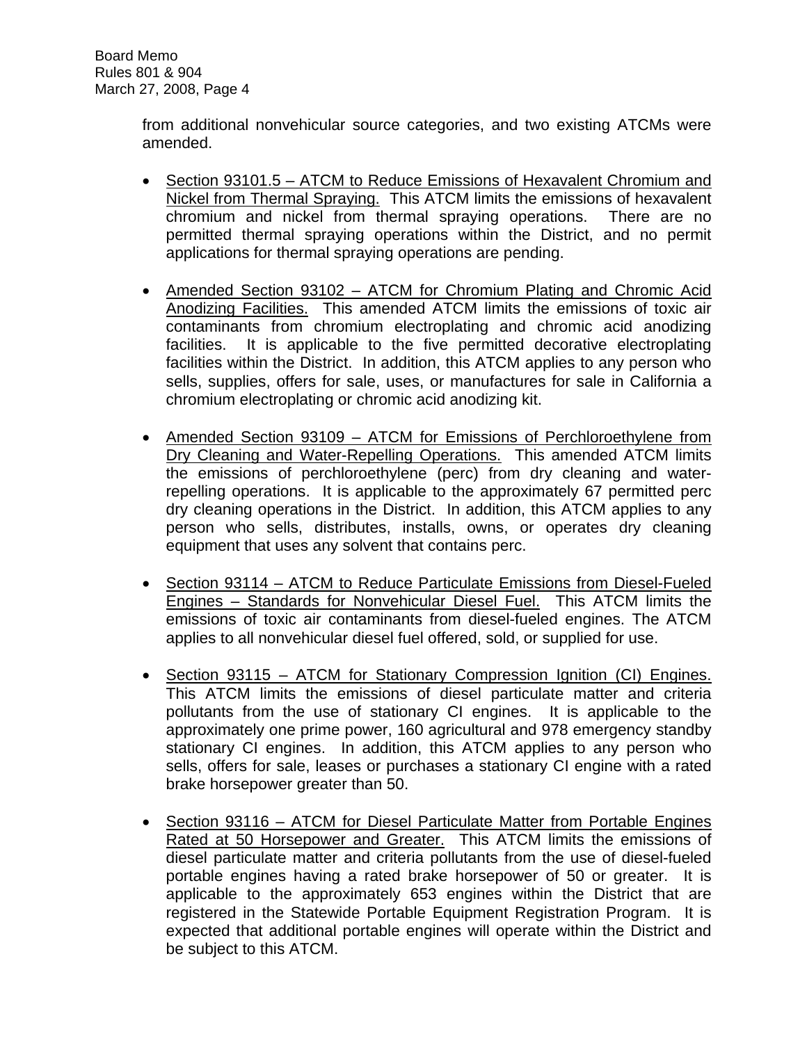from additional nonvehicular source categories, and two existing ATCMs were amended.

- <u>Section 93101.5 – ATCM to Reduce Emissions of Hexavalent Chromium and Nickel from Thermal Spraying.</u> This ATCM limits the emissions of hexavalent chromium and nickel from thermal spraying operations. There are no permitted thermal spraying operations within the District, and no permit applications for thermal spraying operations are pending.

- <u>Amended Section 93102 – ATCM for Chromium Plating and Chromic Acid Anodizing Facilities.</u> This amended ATCM limits the emissions of toxic air contaminants from chromium electroplating and chromic acid anodizing facilities. It is applicable to the five permitted decorative electroplating facilities within the District. In addition, this ATCM applies to any person who sells, supplies, offers for sale, uses, or manufactures for sale in California a chromium electroplating or chromic acid anodizing kit.

- <u>Amended Section 93109 – ATCM for Emissions of Perchloroethylene from Dry Cleaning and Water-Repelling Operations.</u> This amended ATCM limits the emissions of perchloroethylene (perc) from dry cleaning and water-repelling operations. It is applicable to the approximately 67 permitted perc dry cleaning operations in the District. In addition, this ATCM applies to any person who sells, distributes, installs, owns, or operates dry cleaning equipment that uses any solvent that contains perc.

- <u>Section 93114 – ATCM to Reduce Particulate Emissions from Diesel-Fueled Engines – Standards for Nonvehicular Diesel Fuel.</u> This ATCM limits the emissions of toxic air contaminants from diesel-fueled engines. The ATCM applies to all nonvehicular diesel fuel offered, sold, or supplied for use.

- <u>Section 93115 – ATCM for Stationary Compression Ignition (CI) Engines.</u> This ATCM limits the emissions of diesel particulate matter and criteria pollutants from the use of stationary CI engines. It is applicable to the approximately one prime power, 160 agricultural and 978 emergency standby stationary CI engines. In addition, this ATCM applies to any person who sells, offers for sale, leases or purchases a stationary CI engine with a rated brake horsepower greater than 50.

- <u>Section 93116 – ATCM for Diesel Particulate Matter from Portable Engines Rated at 50 Horsepower and Greater.</u> This ATCM limits the emissions of diesel particulate matter and criteria pollutants from the use of diesel-fueled portable engines having a rated brake horsepower of 50 or greater. It is applicable to the approximately 653 engines within the District that are registered in the Statewide Portable Equipment Registration Program. It is expected that additional portable engines will operate within the District and be subject to this ATCM.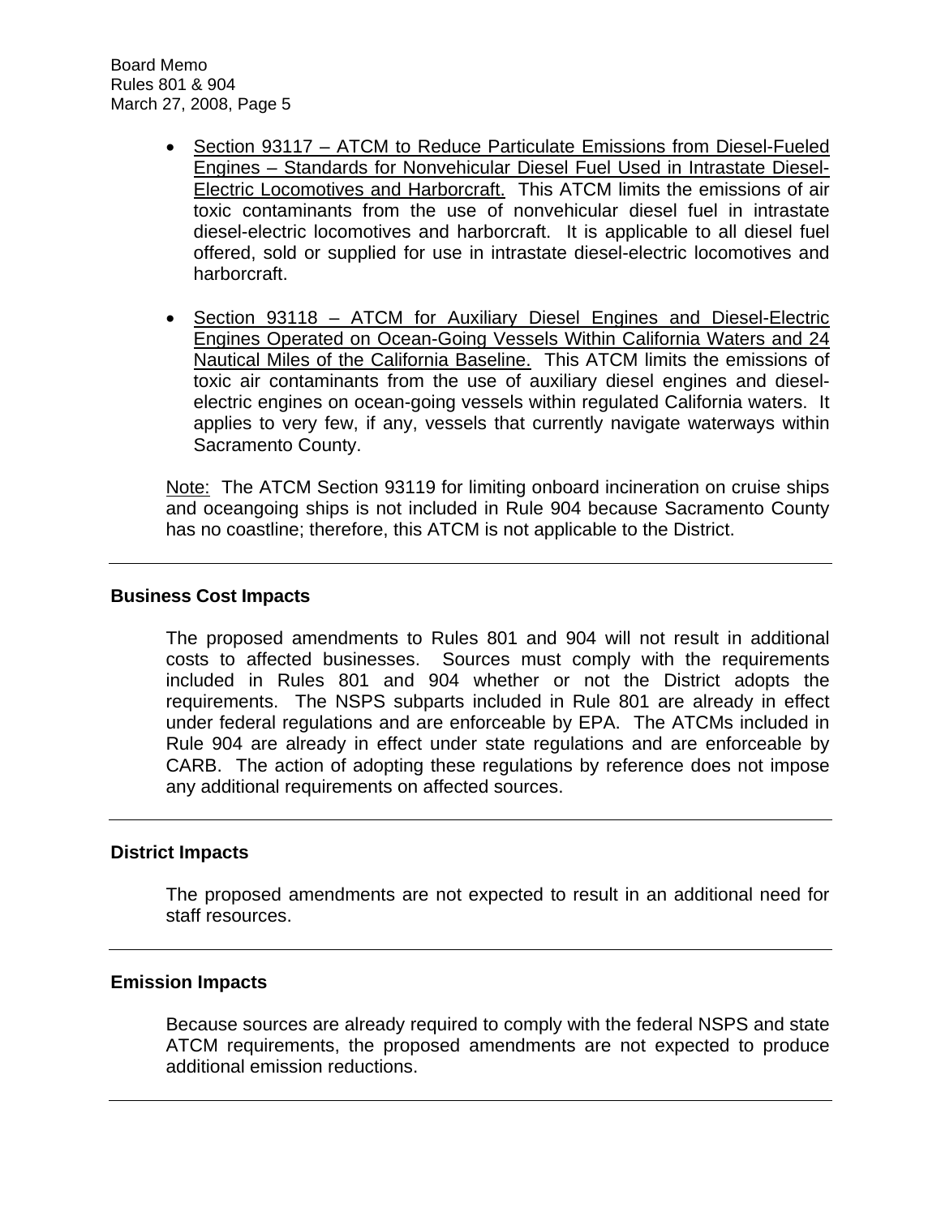- Section 93117 – ATCM to Reduce Particulate Emissions from Diesel-Fueled Engines – Standards for Nonvehicular Diesel Fuel Used in Intrastate Diesel-Electric Locomotives and Harborcraft. This ATCM limits the emissions of air toxic contaminants from the use of nonvehicular diesel fuel in intrastate diesel-electric locomotives and harborcraft. It is applicable to all diesel fuel offered, sold or supplied for use in intrastate diesel-electric locomotives and harborcraft.

- Section 93118 – ATCM for Auxiliary Diesel Engines and Diesel-Electric Engines Operated on Ocean-Going Vessels Within California Waters and 24 Nautical Miles of the California Baseline. This ATCM limits the emissions of toxic air contaminants from the use of auxiliary diesel engines and diesel-electric engines on ocean-going vessels within regulated California waters. It applies to very few, if any, vessels that currently navigate waterways within Sacramento County.

Note: The ATCM Section 93119 for limiting onboard incineration on cruise ships and oceangoing ships is not included in Rule 904 because Sacramento County has no coastline; therefore, this ATCM is not applicable to the District.

---

**Business Cost Impacts**

The proposed amendments to Rules 801 and 904 will not result in additional costs to affected businesses. Sources must comply with the requirements included in Rules 801 and 904 whether or not the District adopts the requirements. The NSPS subparts included in Rule 801 are already in effect under federal regulations and are enforceable by EPA. The ATCMs included in Rule 904 are already in effect under state regulations and are enforceable by CARB. The action of adopting these regulations by reference does not impose any additional requirements on affected sources.

---

**District Impacts**

The proposed amendments are not expected to result in an additional need for staff resources.

---

**Emission Impacts**

Because sources are already required to comply with the federal NSPS and state ATCM requirements, the proposed amendments are not expected to produce additional emission reductions.

---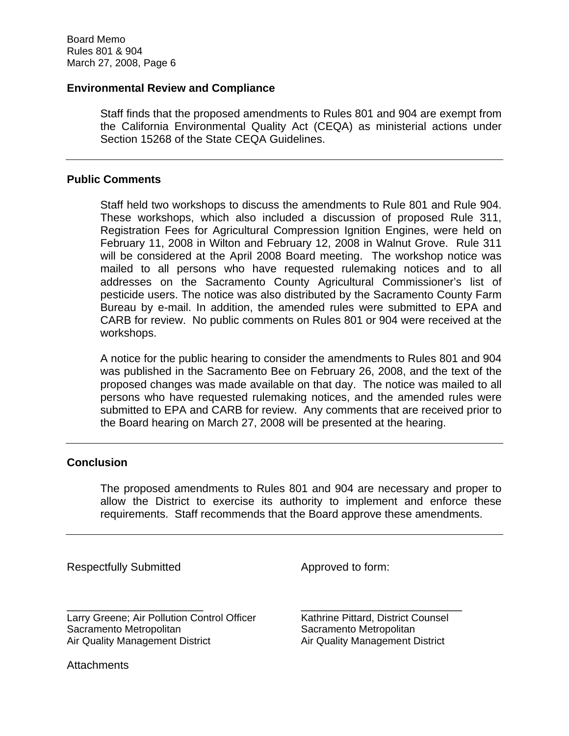## Environmental Review and Compliance

Staff finds that the proposed amendments to Rules 801 and 904 are exempt from the California Environmental Quality Act (CEQA) as ministerial actions under Section 15268 of the State CEQA Guidelines.

---

## Public Comments

Staff held two workshops to discuss the amendments to Rule 801 and Rule 904. These workshops, which also included a discussion of proposed Rule 311, Registration Fees for Agricultural Compression Ignition Engines, were held on February 11, 2008 in Wilton and February 12, 2008 in Walnut Grove. Rule 311 will be considered at the April 2008 Board meeting. The workshop notice was mailed to all persons who have requested rulemaking notices and to all addresses on the Sacramento County Agricultural Commissioner's list of pesticide users. The notice was also distributed by the Sacramento County Farm Bureau by e-mail. In addition, the amended rules were submitted to EPA and CARB for review. No public comments on Rules 801 or 904 were received at the workshops.

A notice for the public hearing to consider the amendments to Rules 801 and 904 was published in the Sacramento Bee on February 26, 2008, and the text of the proposed changes was made available on that day. The notice was mailed to all persons who have requested rulemaking notices, and the amended rules were submitted to EPA and CARB for review. Any comments that are received prior to the Board hearing on March 27, 2008 will be presented at the hearing.

---

## Conclusion

The proposed amendments to Rules 801 and 904 are necessary and proper to allow the District to exercise its authority to implement and enforce these requirements. Staff recommends that the Board approve these amendments.

---

Respectfully Submitted

\_\_\_\_\_\_\_\_\_\_\_\_\_\_\_\_\_\_\_\_\_\_\_\_
Larry Greene; Air Pollution Control Officer
Sacramento Metropolitan
Air Quality Management District

Approved to form:

\_\_\_\_\_\_\_\_\_\_\_\_\_\_\_\_\_\_\_\_\_\_\_\_
Kathrine Pittard, District Counsel
Sacramento Metropolitan
Air Quality Management District

Attachments